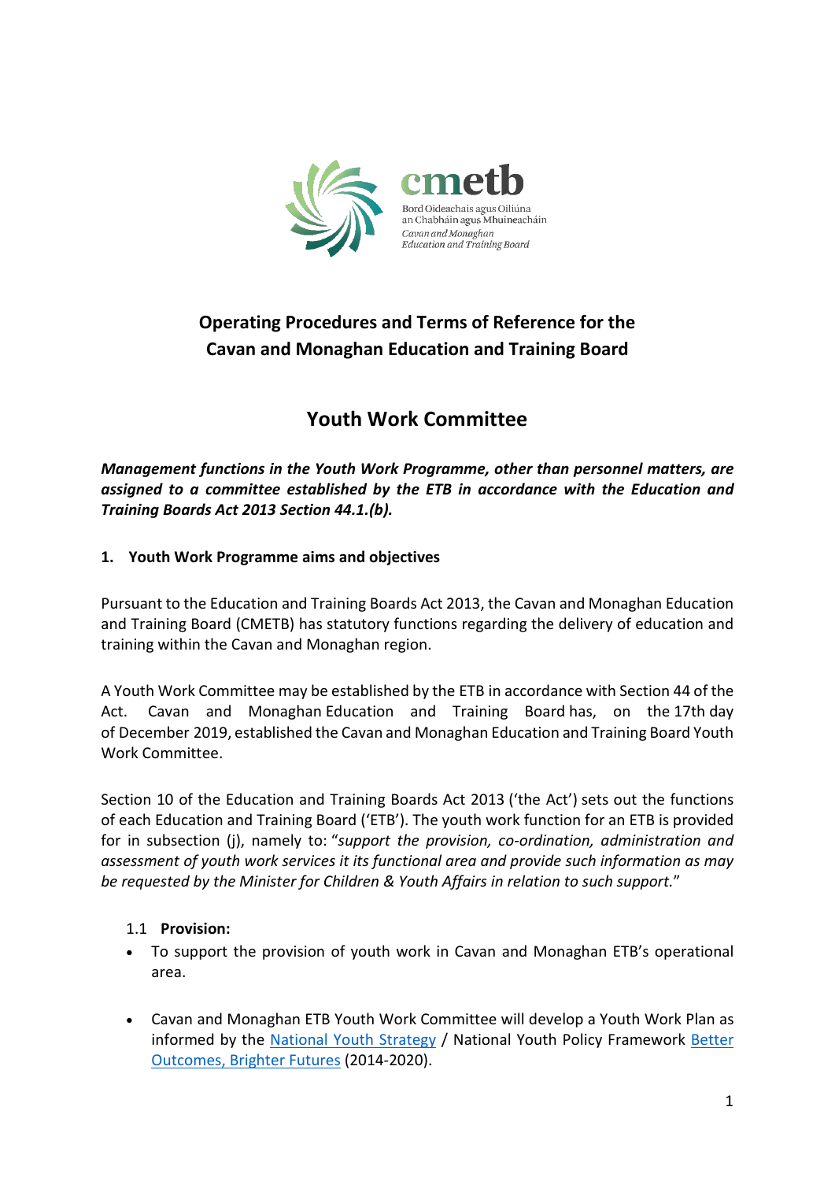# Operating Procedures and Terms of Reference for the Cavan and Monaghan Education and Training Board

# Youth Work Committee

***Management functions in the Youth Work Programme, other than personnel matters, are assigned to a committee established by the ETB in accordance with the Education and Training Boards Act 2013 Section 44.1.(b).***

## 1. Youth Work Programme aims and objectives

Pursuant to the Education and Training Boards Act 2013, the Cavan and Monaghan Education and Training Board (CMETB) has statutory functions regarding the delivery of education and training within the Cavan and Monaghan region.

A Youth Work Committee may be established by the ETB in accordance with Section 44 of the Act. Cavan and Monaghan Education and Training Board has, on the 17th day of December 2019, established the Cavan and Monaghan Education and Training Board Youth Work Committee.

Section 10 of the Education and Training Boards Act 2013 ('the Act') sets out the functions of each Education and Training Board ('ETB'). The youth work function for an ETB is provided for in subsection (j), namely to: "*support the provision, co-ordination, administration and assessment of youth work services it its functional area and provide such information as may be requested by the Minister for Children & Youth Affairs in relation to such support.*"

### 1.1 Provision:

- To support the provision of youth work in Cavan and Monaghan ETB's operational area.
- Cavan and Monaghan ETB Youth Work Committee will develop a Youth Work Plan as informed by the National Youth Strategy / National Youth Policy Framework Better Outcomes, Brighter Futures (2014-2020).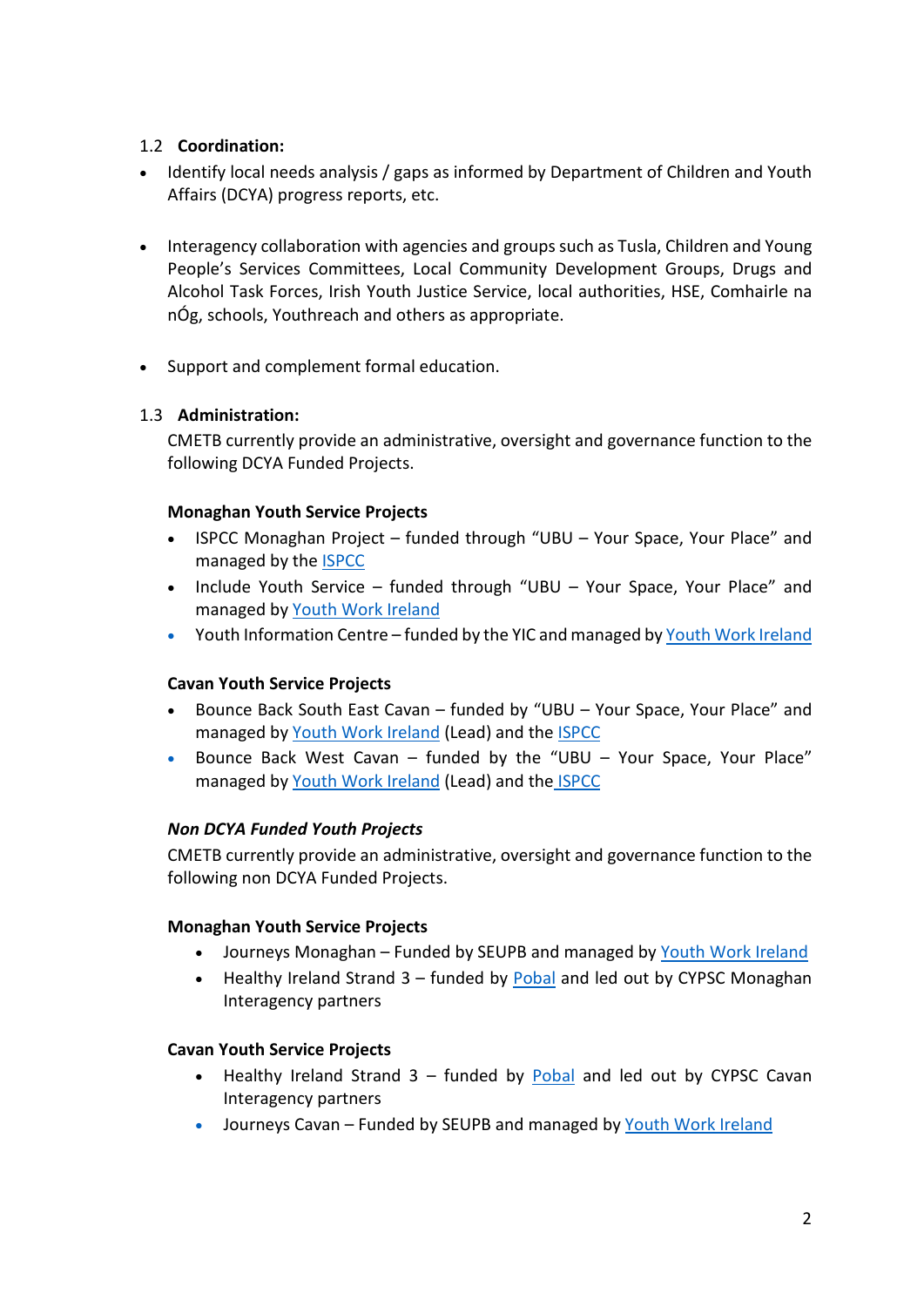### 1.2 Coordination:

- Identify local needs analysis / gaps as informed by Department of Children and Youth Affairs (DCYA) progress reports, etc.

- Interagency collaboration with agencies and groups such as Tusla, Children and Young People's Services Committees, Local Community Development Groups, Drugs and Alcohol Task Forces, Irish Youth Justice Service, local authorities, HSE, Comhairle na nÓg, schools, Youthreach and others as appropriate.

- Support and complement formal education.

### 1.3 Administration:

CMETB currently provide an administrative, oversight and governance function to the following DCYA Funded Projects.

**Monaghan Youth Service Projects**

- ISPCC Monaghan Project – funded through "UBU – Your Space, Your Place" and managed by the ISPCC
- Include Youth Service – funded through "UBU – Your Space, Your Place" and managed by Youth Work Ireland
- Youth Information Centre – funded by the YIC and managed by Youth Work Ireland

**Cavan Youth Service Projects**

- Bounce Back South East Cavan – funded by "UBU – Your Space, Your Place" and managed by Youth Work Ireland (Lead) and the ISPCC
- Bounce Back West Cavan – funded by the "UBU – Your Space, Your Place" managed by Youth Work Ireland (Lead) and the ISPCC

***Non DCYA Funded Youth Projects***

CMETB currently provide an administrative, oversight and governance function to the following non DCYA Funded Projects.

**Monaghan Youth Service Projects**

- Journeys Monaghan – Funded by SEUPB and managed by Youth Work Ireland
- Healthy Ireland Strand 3 – funded by Pobal and led out by CYPSC Monaghan Interagency partners

**Cavan Youth Service Projects**

- Healthy Ireland Strand 3 – funded by Pobal and led out by CYPSC Cavan Interagency partners
- Journeys Cavan – Funded by SEUPB and managed by Youth Work Ireland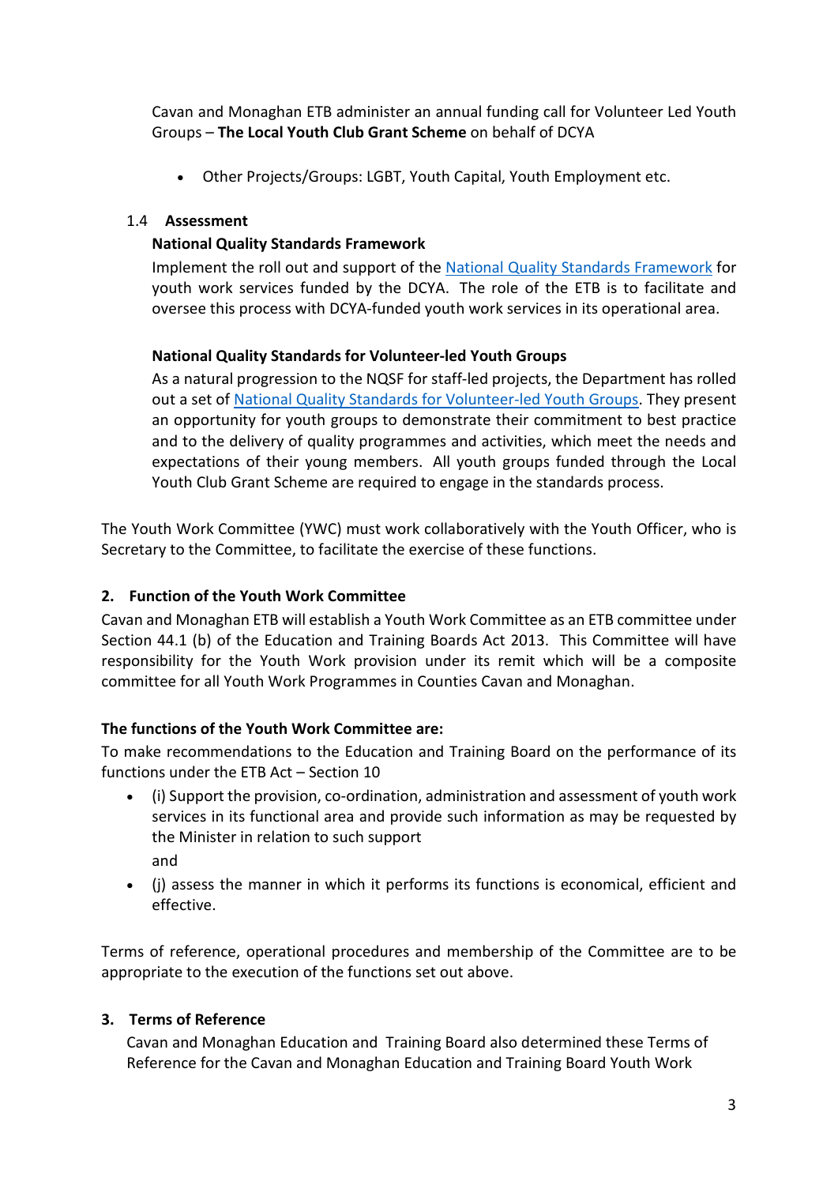Cavan and Monaghan ETB administer an annual funding call for Volunteer Led Youth Groups – **The Local Youth Club Grant Scheme** on behalf of DCYA

- Other Projects/Groups: LGBT, Youth Capital, Youth Employment etc.

1.4 **Assessment**

**National Quality Standards Framework**

Implement the roll out and support of the National Quality Standards Framework for youth work services funded by the DCYA. The role of the ETB is to facilitate and oversee this process with DCYA-funded youth work services in its operational area.

**National Quality Standards for Volunteer-led Youth Groups**

As a natural progression to the NQSF for staff-led projects, the Department has rolled out a set of National Quality Standards for Volunteer-led Youth Groups. They present an opportunity for youth groups to demonstrate their commitment to best practice and to the delivery of quality programmes and activities, which meet the needs and expectations of their young members. All youth groups funded through the Local Youth Club Grant Scheme are required to engage in the standards process.

The Youth Work Committee (YWC) must work collaboratively with the Youth Officer, who is Secretary to the Committee, to facilitate the exercise of these functions.

## 2. Function of the Youth Work Committee

Cavan and Monaghan ETB will establish a Youth Work Committee as an ETB committee under Section 44.1 (b) of the Education and Training Boards Act 2013. This Committee will have responsibility for the Youth Work provision under its remit which will be a composite committee for all Youth Work Programmes in Counties Cavan and Monaghan.

**The functions of the Youth Work Committee are:**

To make recommendations to the Education and Training Board on the performance of its functions under the ETB Act – Section 10

- (i) Support the provision, co-ordination, administration and assessment of youth work services in its functional area and provide such information as may be requested by the Minister in relation to such support

  and
- (j) assess the manner in which it performs its functions is economical, efficient and effective.

Terms of reference, operational procedures and membership of the Committee are to be appropriate to the execution of the functions set out above.

## 3. Terms of Reference

Cavan and Monaghan Education and Training Board also determined these Terms of Reference for the Cavan and Monaghan Education and Training Board Youth Work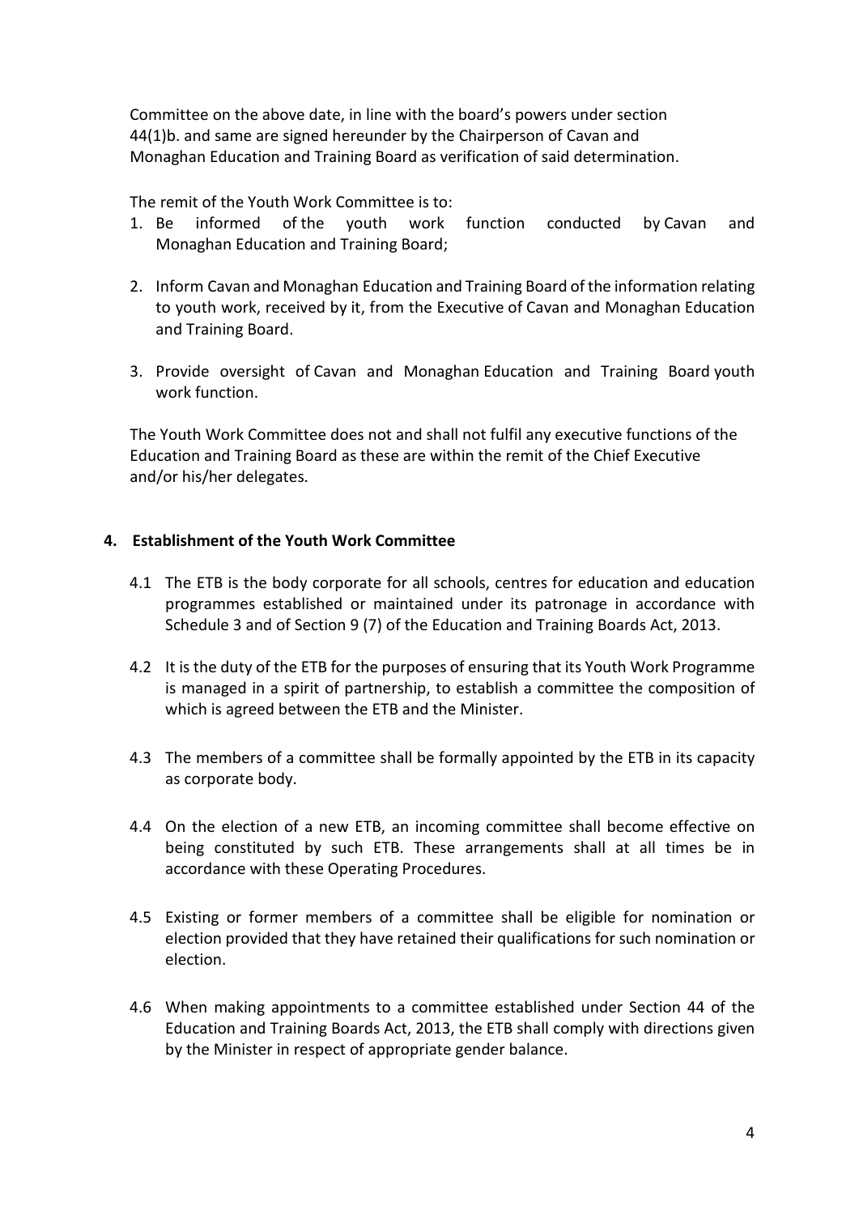Committee on the above date, in line with the board's powers under section 44(1)b. and same are signed hereunder by the Chairperson of Cavan and Monaghan Education and Training Board as verification of said determination.

The remit of the Youth Work Committee is to:

1. Be informed of the youth work function conducted by Cavan and Monaghan Education and Training Board;

2. Inform Cavan and Monaghan Education and Training Board of the information relating to youth work, received by it, from the Executive of Cavan and Monaghan Education and Training Board.

3. Provide oversight of Cavan and Monaghan Education and Training Board youth work function.

The Youth Work Committee does not and shall not fulfil any executive functions of the Education and Training Board as these are within the remit of the Chief Executive and/or his/her delegates.

## 4. Establishment of the Youth Work Committee

4.1 The ETB is the body corporate for all schools, centres for education and education programmes established or maintained under its patronage in accordance with Schedule 3 and of Section 9 (7) of the Education and Training Boards Act, 2013.

4.2 It is the duty of the ETB for the purposes of ensuring that its Youth Work Programme is managed in a spirit of partnership, to establish a committee the composition of which is agreed between the ETB and the Minister.

4.3 The members of a committee shall be formally appointed by the ETB in its capacity as corporate body.

4.4 On the election of a new ETB, an incoming committee shall become effective on being constituted by such ETB. These arrangements shall at all times be in accordance with these Operating Procedures.

4.5 Existing or former members of a committee shall be eligible for nomination or election provided that they have retained their qualifications for such nomination or election.

4.6 When making appointments to a committee established under Section 44 of the Education and Training Boards Act, 2013, the ETB shall comply with directions given by the Minister in respect of appropriate gender balance.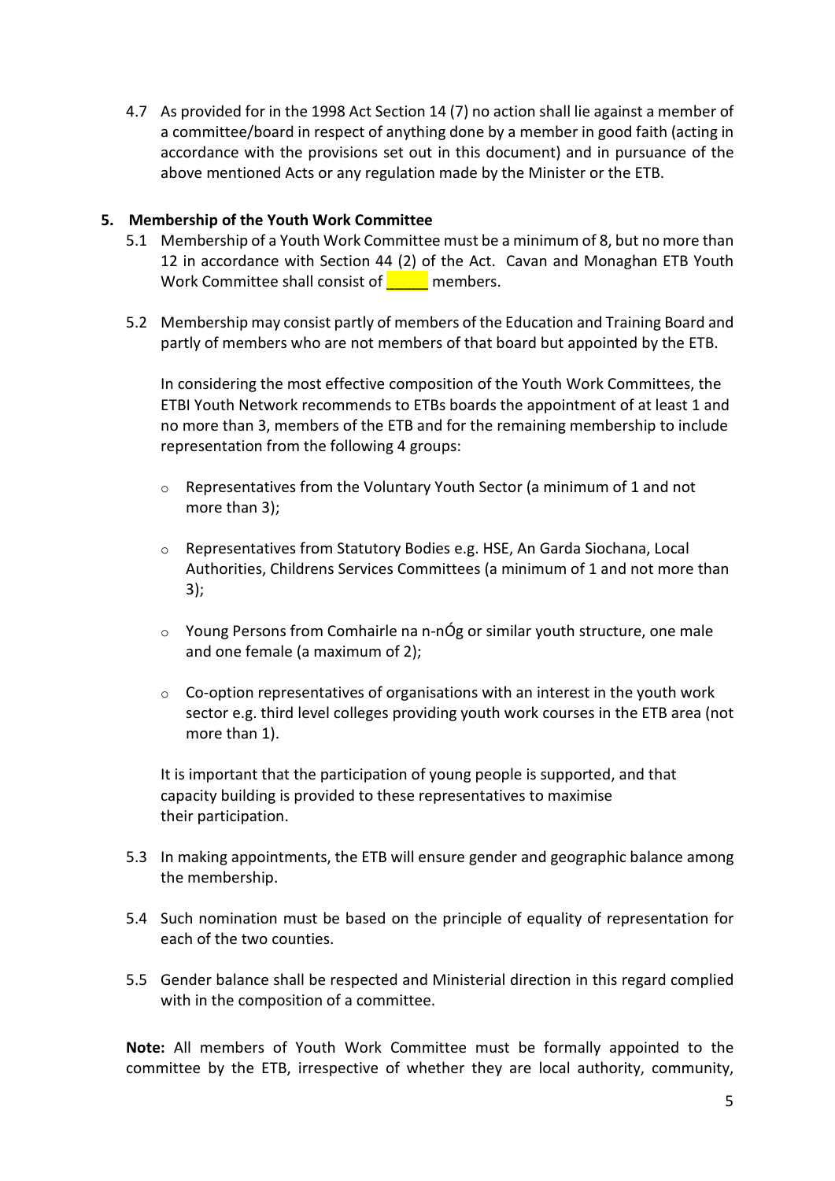4.7 As provided for in the 1998 Act Section 14 (7) no action shall lie against a member of a committee/board in respect of anything done by a member in good faith (acting in accordance with the provisions set out in this document) and in pursuance of the above mentioned Acts or any regulation made by the Minister or the ETB.

## 5. Membership of the Youth Work Committee

5.1 Membership of a Youth Work Committee must be a minimum of 8, but no more than 12 in accordance with Section 44 (2) of the Act. Cavan and Monaghan ETB Youth Work Committee shall consist of _____ members.

5.2 Membership may consist partly of members of the Education and Training Board and partly of members who are not members of that board but appointed by the ETB.

In considering the most effective composition of the Youth Work Committees, the ETBI Youth Network recommends to ETBs boards the appointment of at least 1 and no more than 3, members of the ETB and for the remaining membership to include representation from the following 4 groups:

- Representatives from the Voluntary Youth Sector (a minimum of 1 and not more than 3);
- Representatives from Statutory Bodies e.g. HSE, An Garda Siochana, Local Authorities, Childrens Services Committees (a minimum of 1 and not more than 3);
- Young Persons from Comhairle na n-Óg or similar youth structure, one male and one female (a maximum of 2);
- Co-option representatives of organisations with an interest in the youth work sector e.g. third level colleges providing youth work courses in the ETB area (not more than 1).

It is important that the participation of young people is supported, and that capacity building is provided to these representatives to maximise their participation.

5.3 In making appointments, the ETB will ensure gender and geographic balance among the membership.

5.4 Such nomination must be based on the principle of equality of representation for each of the two counties.

5.5 Gender balance shall be respected and Ministerial direction in this regard complied with in the composition of a committee.

**Note:** All members of Youth Work Committee must be formally appointed to the committee by the ETB, irrespective of whether they are local authority, community,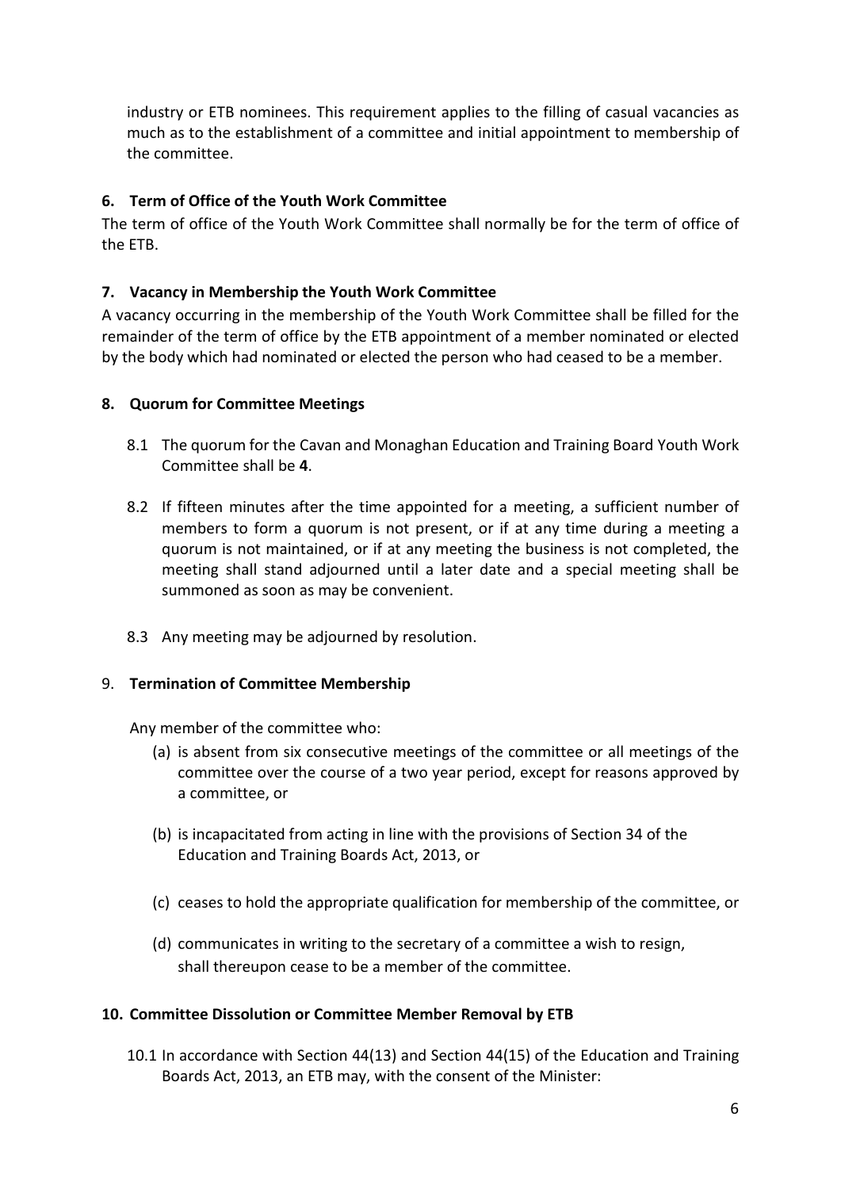industry or ETB nominees. This requirement applies to the filling of casual vacancies as much as to the establishment of a committee and initial appointment to membership of the committee.

## 6. Term of Office of the Youth Work Committee

The term of office of the Youth Work Committee shall normally be for the term of office of the ETB.

## 7. Vacancy in Membership the Youth Work Committee

A vacancy occurring in the membership of the Youth Work Committee shall be filled for the remainder of the term of office by the ETB appointment of a member nominated or elected by the body which had nominated or elected the person who had ceased to be a member.

## 8. Quorum for Committee Meetings

8.1 The quorum for the Cavan and Monaghan Education and Training Board Youth Work Committee shall be **4**.

8.2 If fifteen minutes after the time appointed for a meeting, a sufficient number of members to form a quorum is not present, or if at any time during a meeting a quorum is not maintained, or if at any meeting the business is not completed, the meeting shall stand adjourned until a later date and a special meeting shall be summoned as soon as may be convenient.

8.3 Any meeting may be adjourned by resolution.

## 9. Termination of Committee Membership

Any member of the committee who:

(a) is absent from six consecutive meetings of the committee or all meetings of the committee over the course of a two year period, except for reasons approved by a committee, or

(b) is incapacitated from acting in line with the provisions of Section 34 of the Education and Training Boards Act, 2013, or

(c) ceases to hold the appropriate qualification for membership of the committee, or

(d) communicates in writing to the secretary of a committee a wish to resign,

shall thereupon cease to be a member of the committee.

## 10. Committee Dissolution or Committee Member Removal by ETB

10.1 In accordance with Section 44(13) and Section 44(15) of the Education and Training Boards Act, 2013, an ETB may, with the consent of the Minister: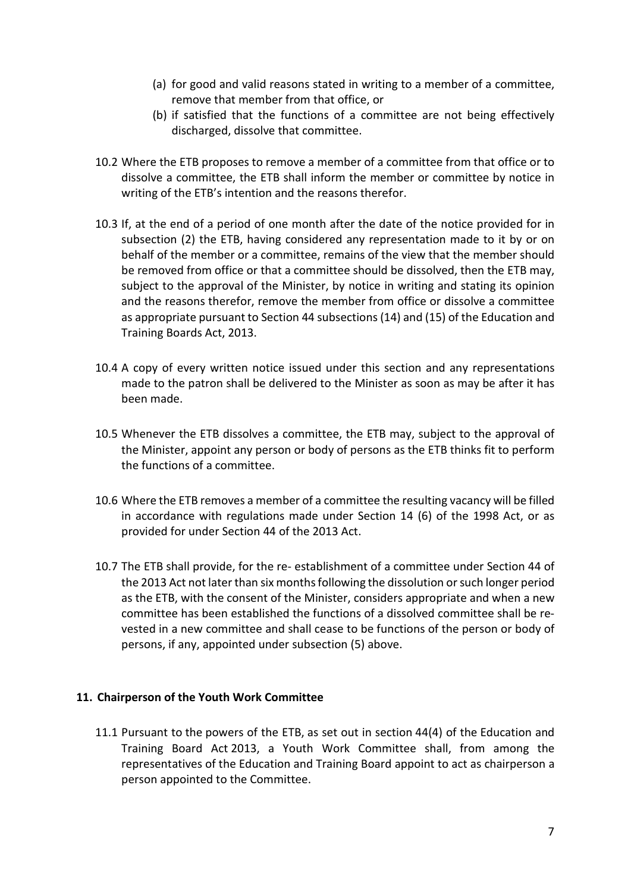(a) for good and valid reasons stated in writing to a member of a committee, remove that member from that office, or

(b) if satisfied that the functions of a committee are not being effectively discharged, dissolve that committee.

10.2 Where the ETB proposes to remove a member of a committee from that office or to dissolve a committee, the ETB shall inform the member or committee by notice in writing of the ETB's intention and the reasons therefor.

10.3 If, at the end of a period of one month after the date of the notice provided for in subsection (2) the ETB, having considered any representation made to it by or on behalf of the member or a committee, remains of the view that the member should be removed from office or that a committee should be dissolved, then the ETB may, subject to the approval of the Minister, by notice in writing and stating its opinion and the reasons therefor, remove the member from office or dissolve a committee as appropriate pursuant to Section 44 subsections (14) and (15) of the Education and Training Boards Act, 2013.

10.4 A copy of every written notice issued under this section and any representations made to the patron shall be delivered to the Minister as soon as may be after it has been made.

10.5 Whenever the ETB dissolves a committee, the ETB may, subject to the approval of the Minister, appoint any person or body of persons as the ETB thinks fit to perform the functions of a committee.

10.6 Where the ETB removes a member of a committee the resulting vacancy will be filled in accordance with regulations made under Section 14 (6) of the 1998 Act, or as provided for under Section 44 of the 2013 Act.

10.7 The ETB shall provide, for the re- establishment of a committee under Section 44 of the 2013 Act not later than six months following the dissolution or such longer period as the ETB, with the consent of the Minister, considers appropriate and when a new committee has been established the functions of a dissolved committee shall be re-vested in a new committee and shall cease to be functions of the person or body of persons, if any, appointed under subsection (5) above.

## 11. Chairperson of the Youth Work Committee

11.1 Pursuant to the powers of the ETB, as set out in section 44(4) of the Education and Training Board Act 2013, a Youth Work Committee shall, from among the representatives of the Education and Training Board appoint to act as chairperson a person appointed to the Committee.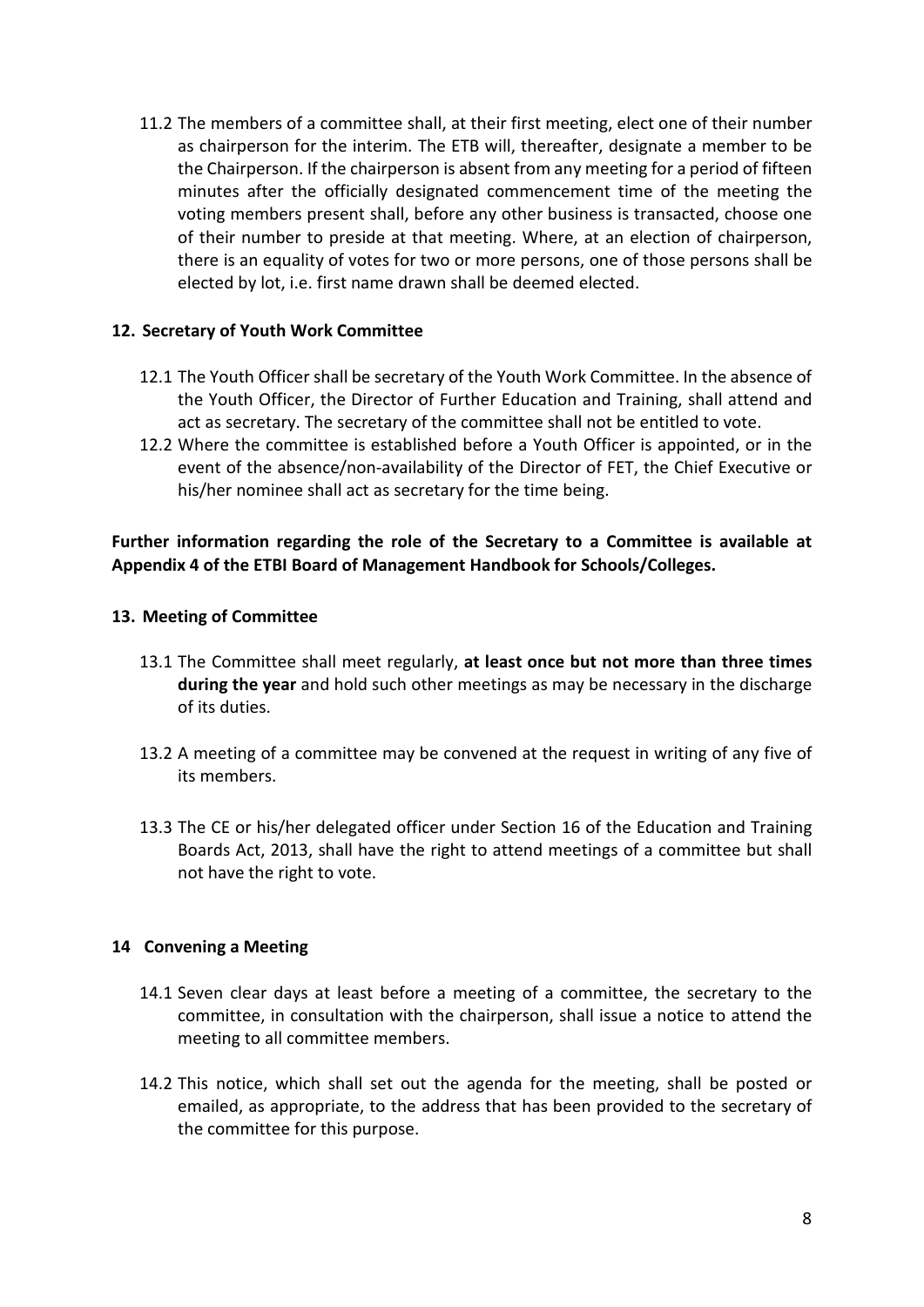11.2 The members of a committee shall, at their first meeting, elect one of their number as chairperson for the interim. The ETB will, thereafter, designate a member to be the Chairperson. If the chairperson is absent from any meeting for a period of fifteen minutes after the officially designated commencement time of the meeting the voting members present shall, before any other business is transacted, choose one of their number to preside at that meeting. Where, at an election of chairperson, there is an equality of votes for two or more persons, one of those persons shall be elected by lot, i.e. first name drawn shall be deemed elected.

## 12. Secretary of Youth Work Committee

12.1 The Youth Officer shall be secretary of the Youth Work Committee. In the absence of the Youth Officer, the Director of Further Education and Training, shall attend and act as secretary. The secretary of the committee shall not be entitled to vote.

12.2 Where the committee is established before a Youth Officer is appointed, or in the event of the absence/non-availability of the Director of FET, the Chief Executive or his/her nominee shall act as secretary for the time being.

**Further information regarding the role of the Secretary to a Committee is available at Appendix 4 of the ETBI Board of Management Handbook for Schools/Colleges.**

## 13. Meeting of Committee

13.1 The Committee shall meet regularly, **at least once but not more than three times during the year** and hold such other meetings as may be necessary in the discharge of its duties.

13.2 A meeting of a committee may be convened at the request in writing of any five of its members.

13.3 The CE or his/her delegated officer under Section 16 of the Education and Training Boards Act, 2013, shall have the right to attend meetings of a committee but shall not have the right to vote.

## 14 Convening a Meeting

14.1 Seven clear days at least before a meeting of a committee, the secretary to the committee, in consultation with the chairperson, shall issue a notice to attend the meeting to all committee members.

14.2 This notice, which shall set out the agenda for the meeting, shall be posted or emailed, as appropriate, to the address that has been provided to the secretary of the committee for this purpose.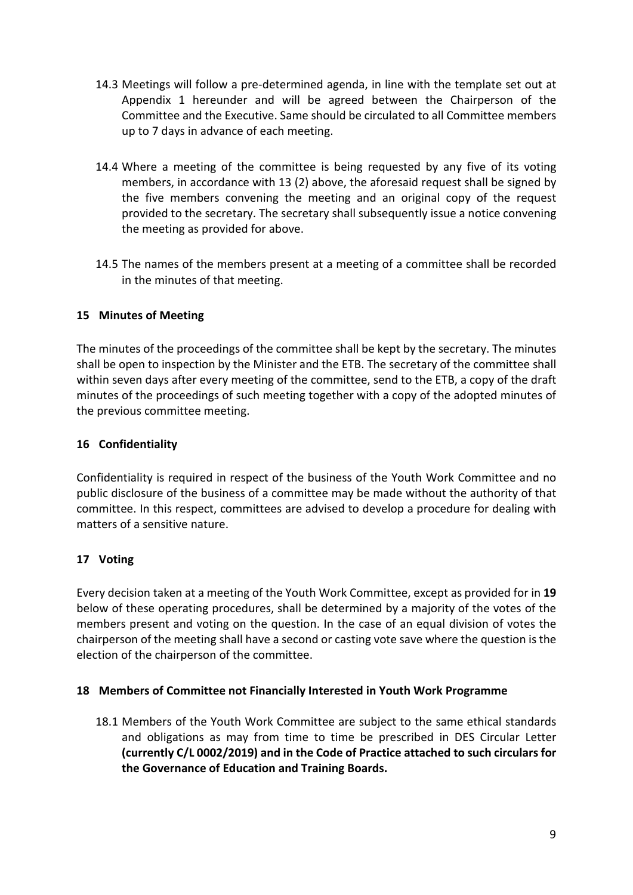14.3 Meetings will follow a pre-determined agenda, in line with the template set out at Appendix 1 hereunder and will be agreed between the Chairperson of the Committee and the Executive. Same should be circulated to all Committee members up to 7 days in advance of each meeting.

14.4 Where a meeting of the committee is being requested by any five of its voting members, in accordance with 13 (2) above, the aforesaid request shall be signed by the five members convening the meeting and an original copy of the request provided to the secretary. The secretary shall subsequently issue a notice convening the meeting as provided for above.

14.5 The names of the members present at a meeting of a committee shall be recorded in the minutes of that meeting.

## 15 Minutes of Meeting

The minutes of the proceedings of the committee shall be kept by the secretary. The minutes shall be open to inspection by the Minister and the ETB. The secretary of the committee shall within seven days after every meeting of the committee, send to the ETB, a copy of the draft minutes of the proceedings of such meeting together with a copy of the adopted minutes of the previous committee meeting.

## 16 Confidentiality

Confidentiality is required in respect of the business of the Youth Work Committee and no public disclosure of the business of a committee may be made without the authority of that committee. In this respect, committees are advised to develop a procedure for dealing with matters of a sensitive nature.

## 17 Voting

Every decision taken at a meeting of the Youth Work Committee, except as provided for in **19** below of these operating procedures, shall be determined by a majority of the votes of the members present and voting on the question. In the case of an equal division of votes the chairperson of the meeting shall have a second or casting vote save where the question is the election of the chairperson of the committee.

## 18 Members of Committee not Financially Interested in Youth Work Programme

18.1 Members of the Youth Work Committee are subject to the same ethical standards and obligations as may from time to time be prescribed in DES Circular Letter **(currently C/L 0002/2019) and in the Code of Practice attached to such circulars for the Governance of Education and Training Boards.**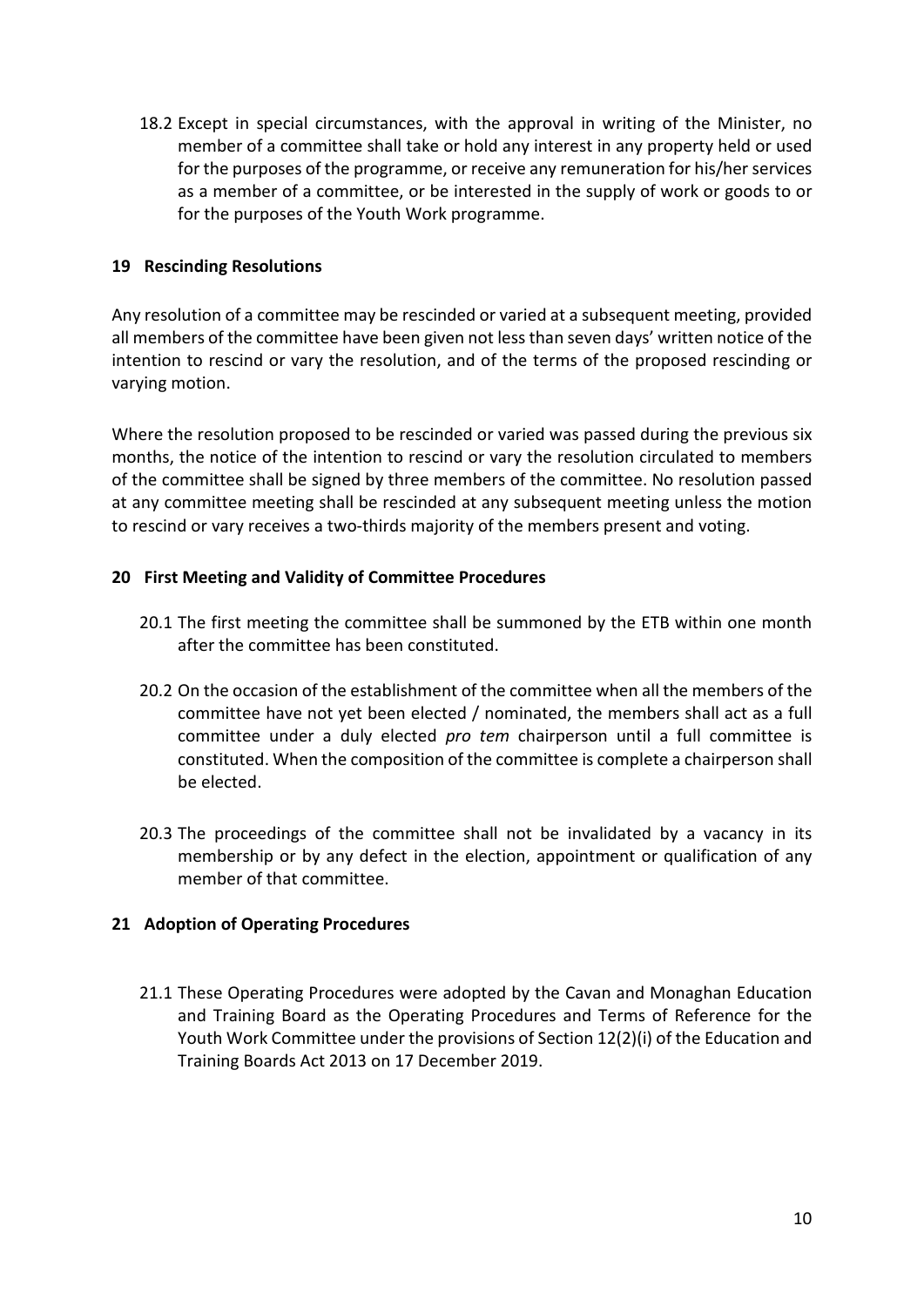18.2 Except in special circumstances, with the approval in writing of the Minister, no member of a committee shall take or hold any interest in any property held or used for the purposes of the programme, or receive any remuneration for his/her services as a member of a committee, or be interested in the supply of work or goods to or for the purposes of the Youth Work programme.

## 19 Rescinding Resolutions

Any resolution of a committee may be rescinded or varied at a subsequent meeting, provided all members of the committee have been given not less than seven days' written notice of the intention to rescind or vary the resolution, and of the terms of the proposed rescinding or varying motion.

Where the resolution proposed to be rescinded or varied was passed during the previous six months, the notice of the intention to rescind or vary the resolution circulated to members of the committee shall be signed by three members of the committee. No resolution passed at any committee meeting shall be rescinded at any subsequent meeting unless the motion to rescind or vary receives a two-thirds majority of the members present and voting.

## 20 First Meeting and Validity of Committee Procedures

20.1 The first meeting the committee shall be summoned by the ETB within one month after the committee has been constituted.

20.2 On the occasion of the establishment of the committee when all the members of the committee have not yet been elected / nominated, the members shall act as a full committee under a duly elected *pro tem* chairperson until a full committee is constituted. When the composition of the committee is complete a chairperson shall be elected.

20.3 The proceedings of the committee shall not be invalidated by a vacancy in its membership or by any defect in the election, appointment or qualification of any member of that committee.

## 21 Adoption of Operating Procedures

21.1 These Operating Procedures were adopted by the Cavan and Monaghan Education and Training Board as the Operating Procedures and Terms of Reference for the Youth Work Committee under the provisions of Section 12(2)(i) of the Education and Training Boards Act 2013 on 17 December 2019.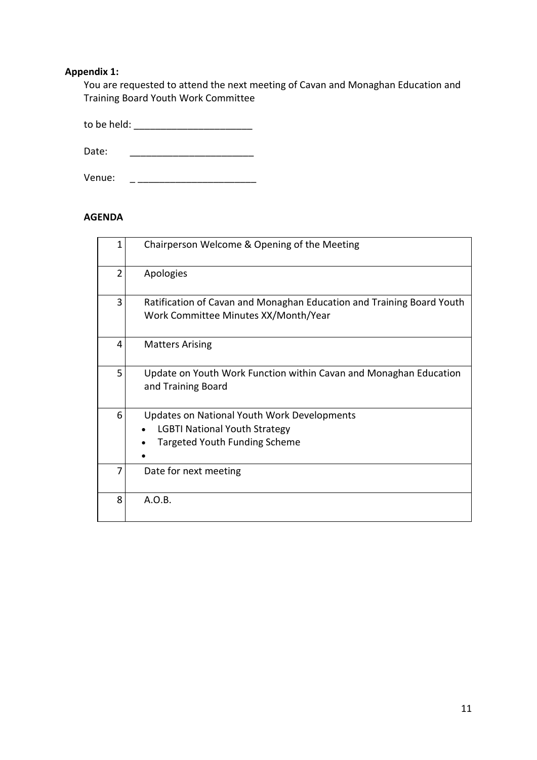**Appendix 1:**

You are requested to attend the next meeting of Cavan and Monaghan Education and Training Board Youth Work Committee

to be held: ______________________

Date: ______________________

Venue: _ ______________________

**AGENDA**

| | |
|---|---|
| 1 | Chairperson Welcome & Opening of the Meeting |
| 2 | Apologies |
| 3 | Ratification of Cavan and Monaghan Education and Training Board Youth Work Committee Minutes XX/Month/Year |
| 4 | Matters Arising |
| 5 | Update on Youth Work Function within Cavan and Monaghan Education and Training Board |
| 6 | Updates on National Youth Work Developments<br>• LGBTI National Youth Strategy<br>• Targeted Youth Funding Scheme<br>• |
| 7 | Date for next meeting |
| 8 | A.O.B. |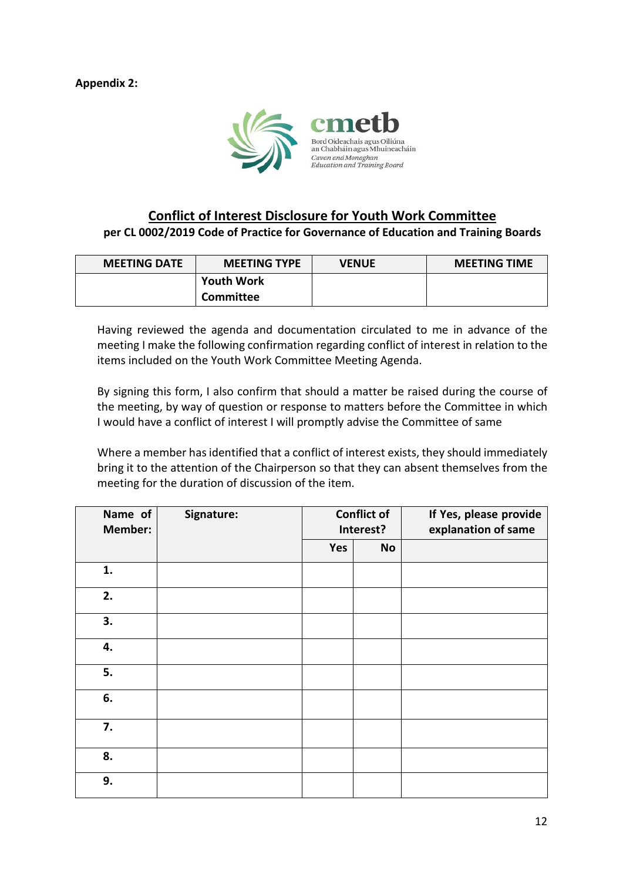**Appendix 2:**

cmetb
Bord Oideachais agus Oiliúna an Chabháin agus Mhuineacháin
*Cavan and Monaghan Education and Training Board*

## Conflict of Interest Disclosure for Youth Work Committee

**per CL 0002/2019 Code of Practice for Governance of Education and Training Boards**

| MEETING DATE | MEETING TYPE | VENUE | MEETING TIME |
|---|---|---|---|
| | **Youth Work Committee** | | |

Having reviewed the agenda and documentation circulated to me in advance of the meeting I make the following confirmation regarding conflict of interest in relation to the items included on the Youth Work Committee Meeting Agenda.

By signing this form, I also confirm that should a matter be raised during the course of the meeting, by way of question or response to matters before the Committee in which I would have a conflict of interest I will promptly advise the Committee of same

Where a member has identified that a conflict of interest exists, they should immediately bring it to the attention of the Chairperson so that they can absent themselves from the meeting for the duration of discussion of the item.

| Name of Member: | Signature: | Conflict of Interest? | | If Yes, please provide explanation of same |
|---|---|---|---|---|
| | | Yes | No | |
| 1. | | | | |
| 2. | | | | |
| 3. | | | | |
| 4. | | | | |
| 5. | | | | |
| 6. | | | | |
| 7. | | | | |
| 8. | | | | |
| 9. | | | | |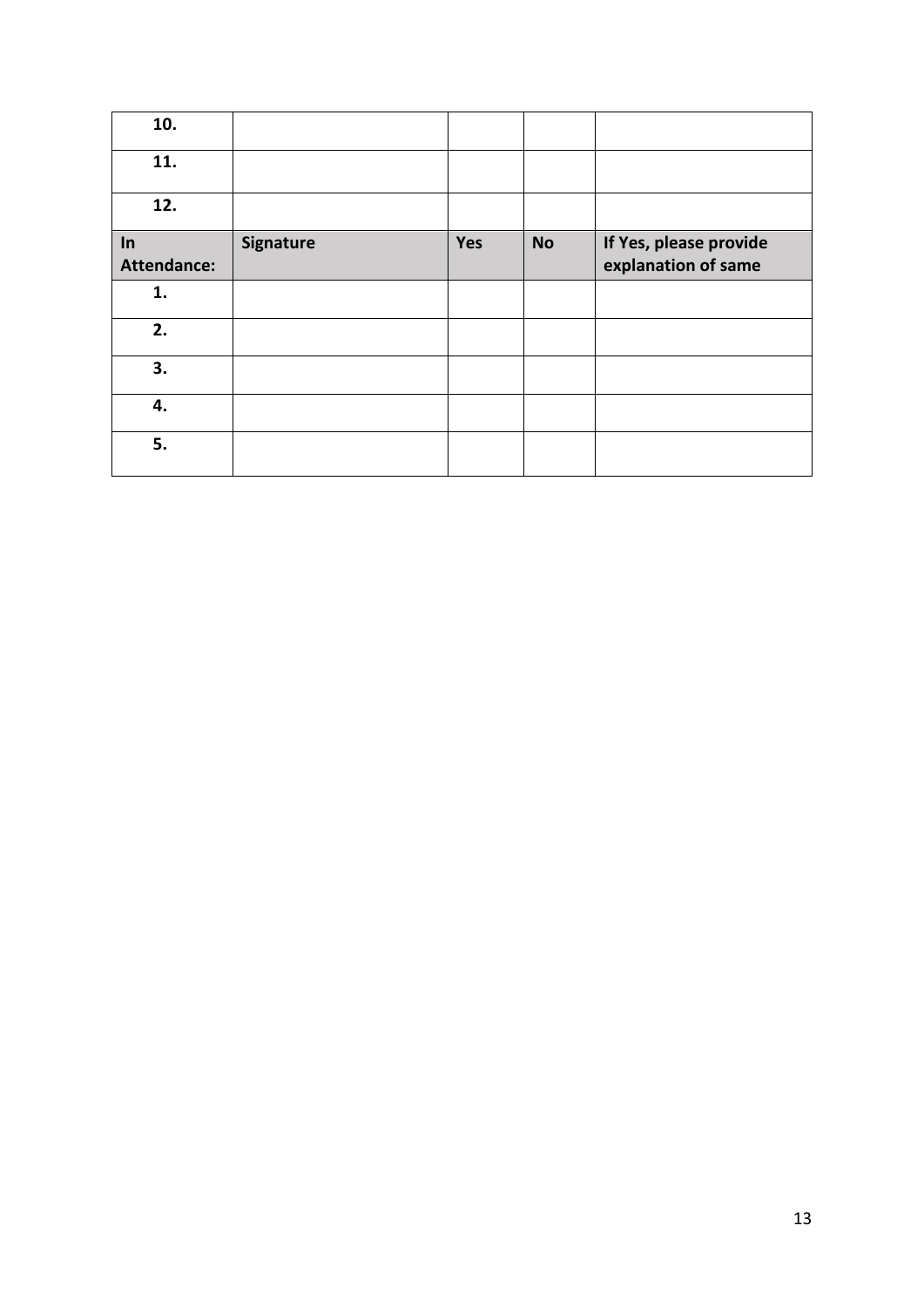| | | | | |
|---|---|---|---|---|
| **10.** | | | | |
| **11.** | | | | |
| **12.** | | | | |
| **In Attendance:** | **Signature** | **Yes** | **No** | **If Yes, please provide explanation of same** |
| **1.** | | | | |
| **2.** | | | | |
| **3.** | | | | |
| **4.** | | | | |
| **5.** | | | | |